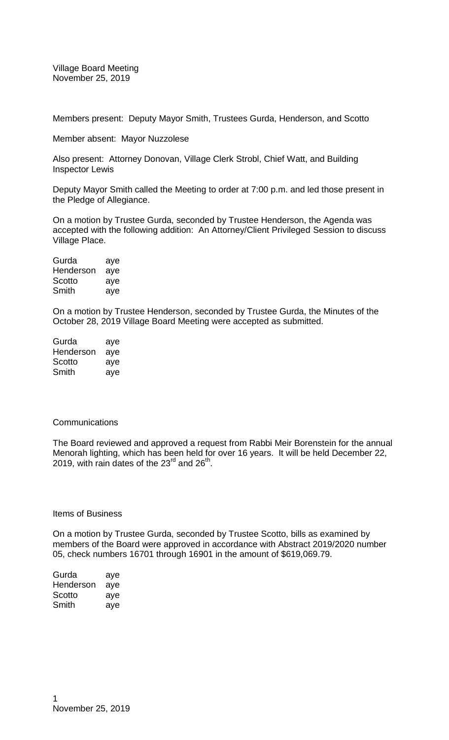Village Board Meeting
November 25, 2019

Members present: Deputy Mayor Smith, Trustees Gurda, Henderson, and Scotto

Member absent: Mayor Nuzzolese

Also present: Attorney Donovan, Village Clerk Strobl, Chief Watt, and Building Inspector Lewis

Deputy Mayor Smith called the Meeting to order at 7:00 p.m. and led those present in the Pledge of Allegiance.

On a motion by Trustee Gurda, seconded by Trustee Henderson, the Agenda was accepted with the following addition: An Attorney/Client Privileged Session to discuss Village Place.

| | |
|---|---|
| Gurda | aye |
| Henderson | aye |
| Scotto | aye |
| Smith | aye |

On a motion by Trustee Henderson, seconded by Trustee Gurda, the Minutes of the October 28, 2019 Village Board Meeting were accepted as submitted.

| | |
|---|---|
| Gurda | aye |
| Henderson | aye |
| Scotto | aye |
| Smith | aye |

Communications

The Board reviewed and approved a request from Rabbi Meir Borenstein for the annual Menorah lighting, which has been held for over 16 years. It will be held December 22, 2019, with rain dates of the 23rd and 26th.

Items of Business

On a motion by Trustee Gurda, seconded by Trustee Scotto, bills as examined by members of the Board were approved in accordance with Abstract 2019/2020 number 05, check numbers 16701 through 16901 in the amount of $619,069.79.

| | |
|---|---|
| Gurda | aye |
| Henderson | aye |
| Scotto | aye |
| Smith | aye |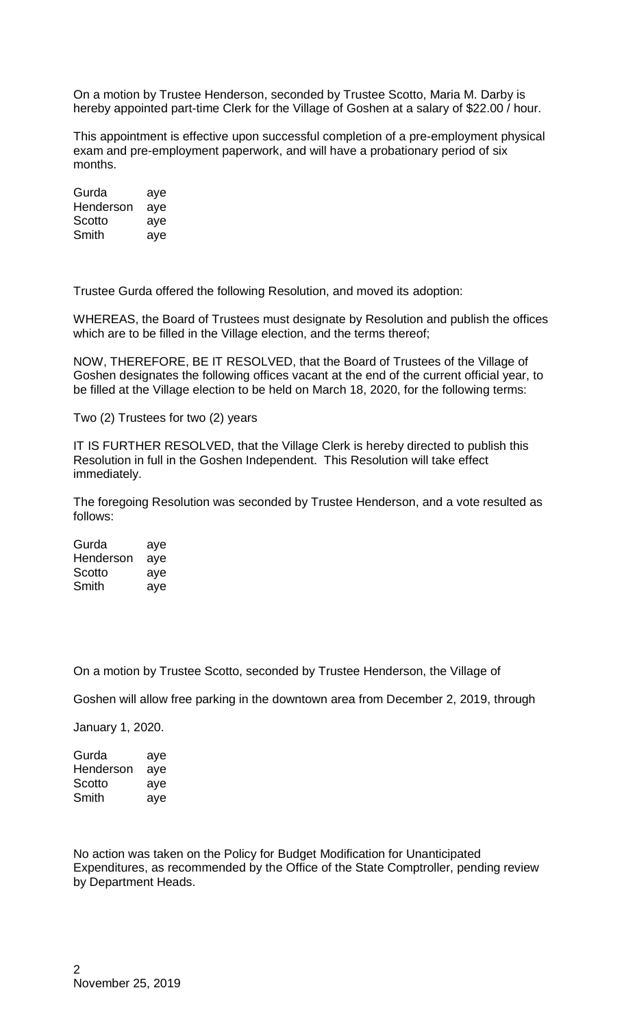On a motion by Trustee Henderson, seconded by Trustee Scotto, Maria M. Darby is hereby appointed part-time Clerk for the Village of Goshen at a salary of $22.00 / hour.

This appointment is effective upon successful completion of a pre-employment physical exam and pre-employment paperwork, and will have a probationary period of six months.

| | |
|---|---|
| Gurda | aye |
| Henderson | aye |
| Scotto | aye |
| Smith | aye |

Trustee Gurda offered the following Resolution, and moved its adoption:

WHEREAS, the Board of Trustees must designate by Resolution and publish the offices which are to be filled in the Village election, and the terms thereof;

NOW, THEREFORE, BE IT RESOLVED, that the Board of Trustees of the Village of Goshen designates the following offices vacant at the end of the current official year, to be filled at the Village election to be held on March 18, 2020, for the following terms:

Two (2) Trustees for two (2) years

IT IS FURTHER RESOLVED, that the Village Clerk is hereby directed to publish this Resolution in full in the Goshen Independent. This Resolution will take effect immediately.

The foregoing Resolution was seconded by Trustee Henderson, and a vote resulted as follows:

| | |
|---|---|
| Gurda | aye |
| Henderson | aye |
| Scotto | aye |
| Smith | aye |

On a motion by Trustee Scotto, seconded by Trustee Henderson, the Village of Goshen will allow free parking in the downtown area from December 2, 2019, through January 1, 2020.

| | |
|---|---|
| Gurda | aye |
| Henderson | aye |
| Scotto | aye |
| Smith | aye |

No action was taken on the Policy for Budget Modification for Unanticipated Expenditures, as recommended by the Office of the State Comptroller, pending review by Department Heads.

November 25, 2019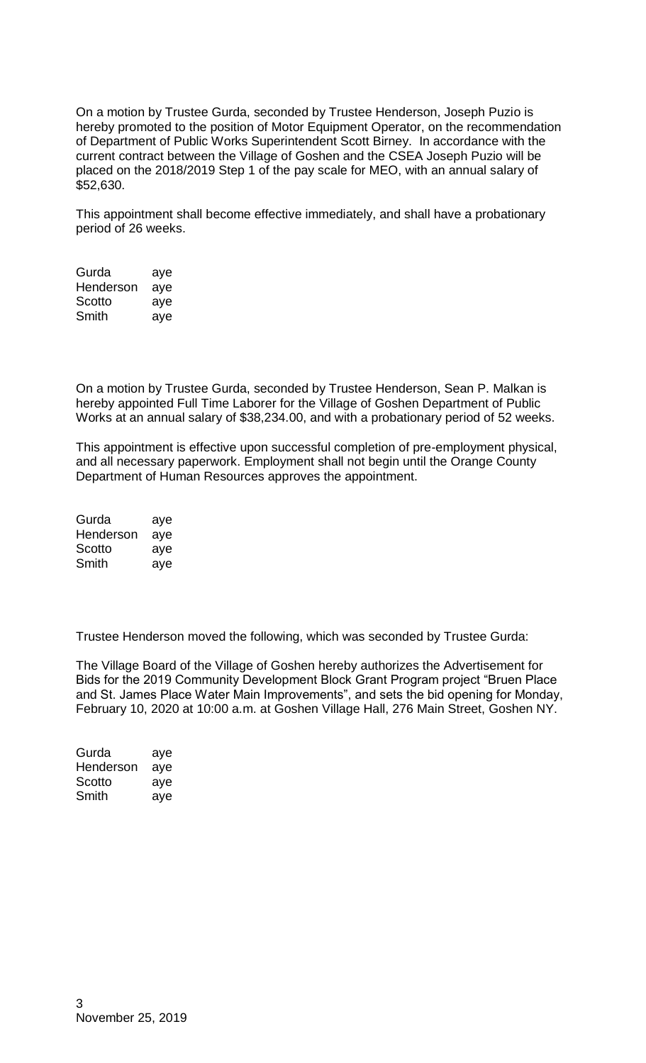On a motion by Trustee Gurda, seconded by Trustee Henderson, Joseph Puzio is hereby promoted to the position of Motor Equipment Operator, on the recommendation of Department of Public Works Superintendent Scott Birney. In accordance with the current contract between the Village of Goshen and the CSEA Joseph Puzio will be placed on the 2018/2019 Step 1 of the pay scale for MEO, with an annual salary of $52,630.

This appointment shall become effective immediately, and shall have a probationary period of 26 weeks.

| | |
|---|---|
| Gurda | aye |
| Henderson | aye |
| Scotto | aye |
| Smith | aye |

On a motion by Trustee Gurda, seconded by Trustee Henderson, Sean P. Malkan is hereby appointed Full Time Laborer for the Village of Goshen Department of Public Works at an annual salary of $38,234.00, and with a probationary period of 52 weeks.

This appointment is effective upon successful completion of pre-employment physical, and all necessary paperwork. Employment shall not begin until the Orange County Department of Human Resources approves the appointment.

| | |
|---|---|
| Gurda | aye |
| Henderson | aye |
| Scotto | aye |
| Smith | aye |

Trustee Henderson moved the following, which was seconded by Trustee Gurda:

The Village Board of the Village of Goshen hereby authorizes the Advertisement for Bids for the 2019 Community Development Block Grant Program project "Bruen Place and St. James Place Water Main Improvements", and sets the bid opening for Monday, February 10, 2020 at 10:00 a.m. at Goshen Village Hall, 276 Main Street, Goshen NY.

| | |
|---|---|
| Gurda | aye |
| Henderson | aye |
| Scotto | aye |
| Smith | aye |

November 25, 2019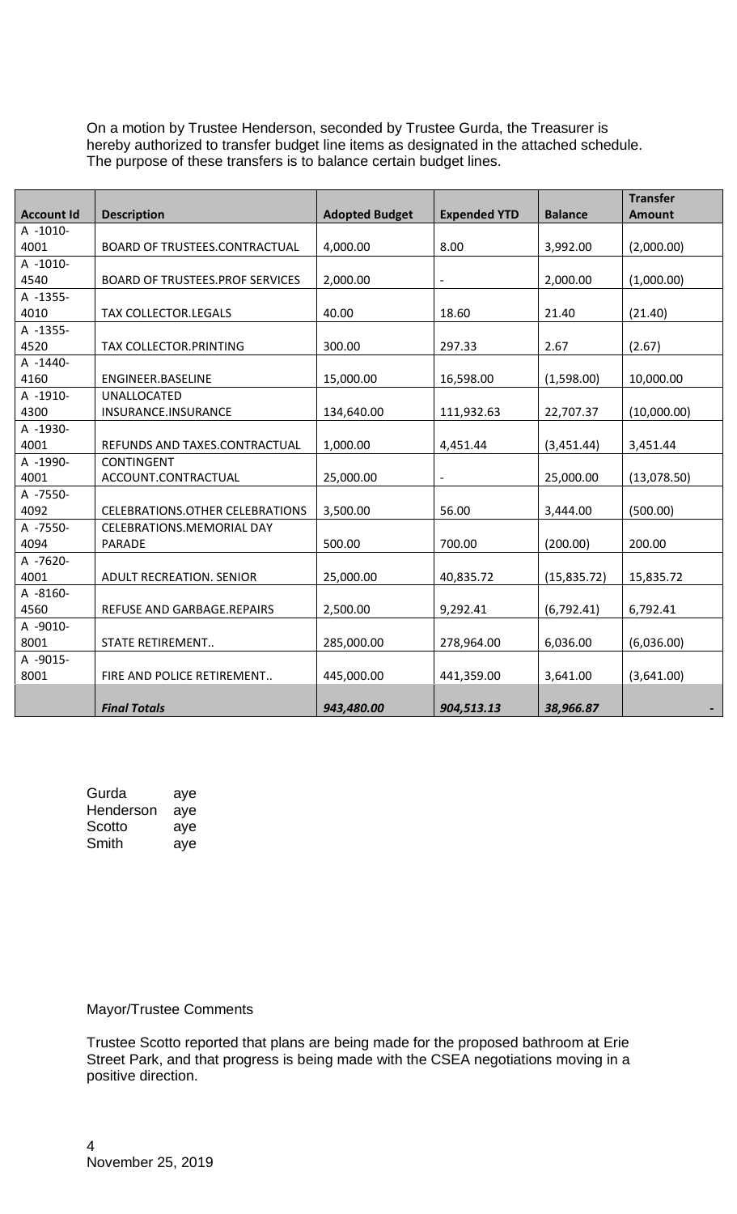On a motion by Trustee Henderson, seconded by Trustee Gurda, the Treasurer is hereby authorized to transfer budget line items as designated in the attached schedule. The purpose of these transfers is to balance certain budget lines.

| Account Id | Description | Adopted Budget | Expended YTD | Balance | Transfer Amount |
|---|---|---|---|---|---|
| A -1010-4001 | BOARD OF TRUSTEES.CONTRACTUAL | 4,000.00 | 8.00 | 3,992.00 | (2,000.00) |
| A -1010-4540 | BOARD OF TRUSTEES.PROF SERVICES | 2,000.00 | - | 2,000.00 | (1,000.00) |
| A -1355-4010 | TAX COLLECTOR.LEGALS | 40.00 | 18.60 | 21.40 | (21.40) |
| A -1355-4520 | TAX COLLECTOR.PRINTING | 300.00 | 297.33 | 2.67 | (2.67) |
| A -1440-4160 | ENGINEER.BASELINE | 15,000.00 | 16,598.00 | (1,598.00) | 10,000.00 |
| A -1910-4300 | UNALLOCATED INSURANCE.INSURANCE | 134,640.00 | 111,932.63 | 22,707.37 | (10,000.00) |
| A -1930-4001 | REFUNDS AND TAXES.CONTRACTUAL | 1,000.00 | 4,451.44 | (3,451.44) | 3,451.44 |
| A -1990-4001 | CONTINGENT ACCOUNT.CONTRACTUAL | 25,000.00 | - | 25,000.00 | (13,078.50) |
| A -7550-4092 | CELEBRATIONS.OTHER CELEBRATIONS | 3,500.00 | 56.00 | 3,444.00 | (500.00) |
| A -7550-4094 | CELEBRATIONS.MEMORIAL DAY PARADE | 500.00 | 700.00 | (200.00) | 200.00 |
| A -7620-4001 | ADULT RECREATION. SENIOR | 25,000.00 | 40,835.72 | (15,835.72) | 15,835.72 |
| A -8160-4560 | REFUSE AND GARBAGE.REPAIRS | 2,500.00 | 9,292.41 | (6,792.41) | 6,792.41 |
| A -9010-8001 | STATE RETIREMENT.. | 285,000.00 | 278,964.00 | 6,036.00 | (6,036.00) |
| A -9015-8001 | FIRE AND POLICE RETIREMENT.. | 445,000.00 | 441,359.00 | 3,641.00 | (3,641.00) |
| | ***Final Totals*** | ***943,480.00*** | ***904,513.13*** | ***38,966.87*** | - |

Gurda aye
Henderson aye
Scotto aye
Smith aye

Mayor/Trustee Comments

Trustee Scotto reported that plans are being made for the proposed bathroom at Erie Street Park, and that progress is being made with the CSEA negotiations moving in a positive direction.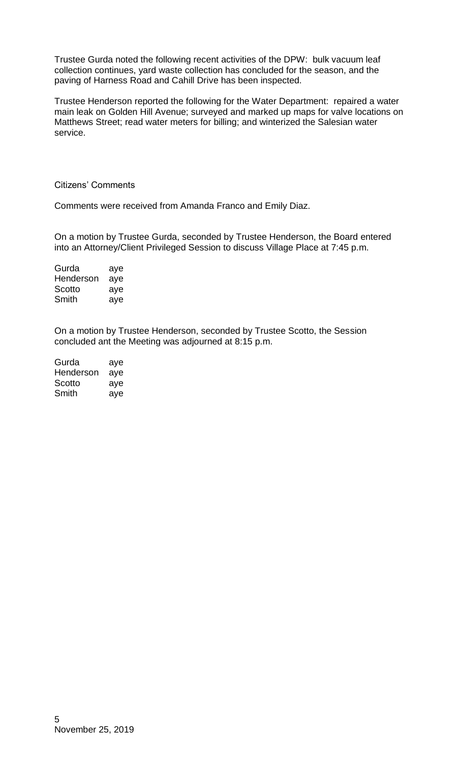Trustee Gurda noted the following recent activities of the DPW: bulk vacuum leaf collection continues, yard waste collection has concluded for the season, and the paving of Harness Road and Cahill Drive has been inspected.

Trustee Henderson reported the following for the Water Department: repaired a water main leak on Golden Hill Avenue; surveyed and marked up maps for valve locations on Matthews Street; read water meters for billing; and winterized the Salesian water service.

Citizens' Comments

Comments were received from Amanda Franco and Emily Diaz.

On a motion by Trustee Gurda, seconded by Trustee Henderson, the Board entered into an Attorney/Client Privileged Session to discuss Village Place at 7:45 p.m.

| | |
|---|---|
| Gurda | aye |
| Henderson | aye |
| Scotto | aye |
| Smith | aye |

On a motion by Trustee Henderson, seconded by Trustee Scotto, the Session concluded ant the Meeting was adjourned at 8:15 p.m.

| | |
|---|---|
| Gurda | aye |
| Henderson | aye |
| Scotto | aye |
| Smith | aye |